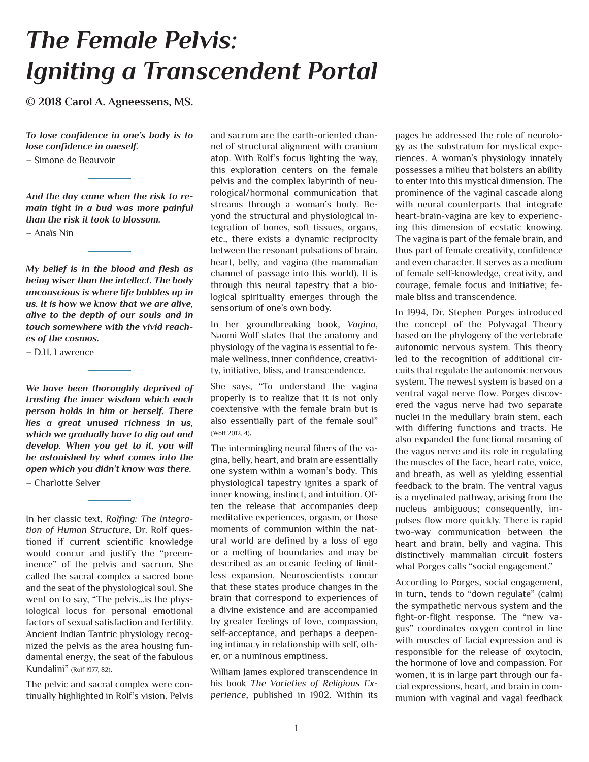# The Female Pelvis: Igniting a Transcendent Portal

**© 2018 Carol A. Agneessens, MS.**

***To lose confidence in one's body is to lose confidence in oneself.***

– Simone de Beauvoir

***And the day came when the risk to remain tight in a bud was more painful than the risk it took to blossom.***

– Anaïs Nin

***My belief is in the blood and flesh as being wiser than the intellect. The body unconscious is where life bubbles up in us. It is how we know that we are alive, alive to the depth of our souls and in touch somewhere with the vivid reaches of the cosmos.***

– D.H. Lawrence

***We have been thoroughly deprived of trusting the inner wisdom which each person holds in him or herself. There lies a great unused richness in us, which we gradually have to dig out and develop. When you get to it, you will be astonished by what comes into the open which you didn't know was there.***

– Charlotte Selver

In her classic text, *Rolfing: The Integration of Human Structure*, Dr. Rolf questioned if current scientific knowledge would concur and justify the "preeminence" of the pelvis and sacrum. She called the sacral complex a sacred bone and the seat of the physiological soul. She went on to say, "The pelvis…is the physiological locus for personal emotional factors of sexual satisfaction and fertility. Ancient Indian Tantric physiology recognized the pelvis as the area housing fundamental energy, the seat of the fabulous Kundalini" (Rolf 1977, 82).

The pelvic and sacral complex were continually highlighted in Rolf's vision. Pelvis and sacrum are the earth-oriented channel of structural alignment with cranium atop. With Rolf's focus lighting the way, this exploration centers on the female pelvis and the complex labyrinth of neurological/hormonal communication that streams through a woman's body. Beyond the structural and physiological integration of bones, soft tissues, organs, etc., there exists a dynamic reciprocity between the resonant pulsations of brain, heart, belly, and vagina (the mammalian channel of passage into this world). It is through this neural tapestry that a biological spirituality emerges through the sensorium of one's own body.

In her groundbreaking book, *Vagina*, Naomi Wolf states that the anatomy and physiology of the vagina is essential to female wellness, inner confidence, creativity, initiative, bliss, and transcendence.

She says, "To understand the vagina properly is to realize that it is not only coextensive with the female brain but is also essentially part of the female soul" (Wolf 2012, 4).

The intermingling neural fibers of the vagina, belly, heart, and brain are essentially one system within a woman's body. This physiological tapestry ignites a spark of inner knowing, instinct, and intuition. Often the release that accompanies deep meditative experiences, orgasm, or those moments of communion within the natural world are defined by a loss of ego or a melting of boundaries and may be described as an oceanic feeling of limitless expansion. Neuroscientists concur that these states produce changes in the brain that correspond to experiences of a divine existence and are accompanied by greater feelings of love, compassion, self-acceptance, and perhaps a deepening intimacy in relationship with self, other, or a numinous emptiness.

William James explored transcendence in his book *The Varieties of Religious Experience*, published in 1902. Within its pages he addressed the role of neurology as the substratum for mystical experiences. A woman's physiology innately possesses a milieu that bolsters an ability to enter into this mystical dimension. The prominence of the vaginal cascade along with neural counterparts that integrate heart-brain-vagina are key to experiencing this dimension of ecstatic knowing. The vagina is part of the female brain, and thus part of female creativity, confidence and even character. It serves as a medium of female self-knowledge, creativity, and courage, female focus and initiative; female bliss and transcendence.

In 1994, Dr. Stephen Porges introduced the concept of the Polyvagal Theory based on the phylogeny of the vertebrate autonomic nervous system. This theory led to the recognition of additional circuits that regulate the autonomic nervous system. The newest system is based on a ventral vagal nerve flow. Porges discovered the vagus nerve had two separate nuclei in the medullary brain stem, each with differing functions and tracts. He also expanded the functional meaning of the vagus nerve and its role in regulating the muscles of the face, heart rate, voice, and breath, as well as yielding essential feedback to the brain. The ventral vagus is a myelinated pathway, arising from the nucleus ambiguous; consequently, impulses flow more quickly. There is rapid two-way communication between the heart and brain, belly and vagina. This distinctively mammalian circuit fosters what Porges calls "social engagement."

According to Porges, social engagement, in turn, tends to "down regulate" (calm) the sympathetic nervous system and the fight-or-flight response. The "new vagus" coordinates oxygen control in line with muscles of facial expression and is responsible for the release of oxytocin, the hormone of love and compassion. For women, it is in large part through our facial expressions, heart, and brain in communion with vaginal and vagal feedback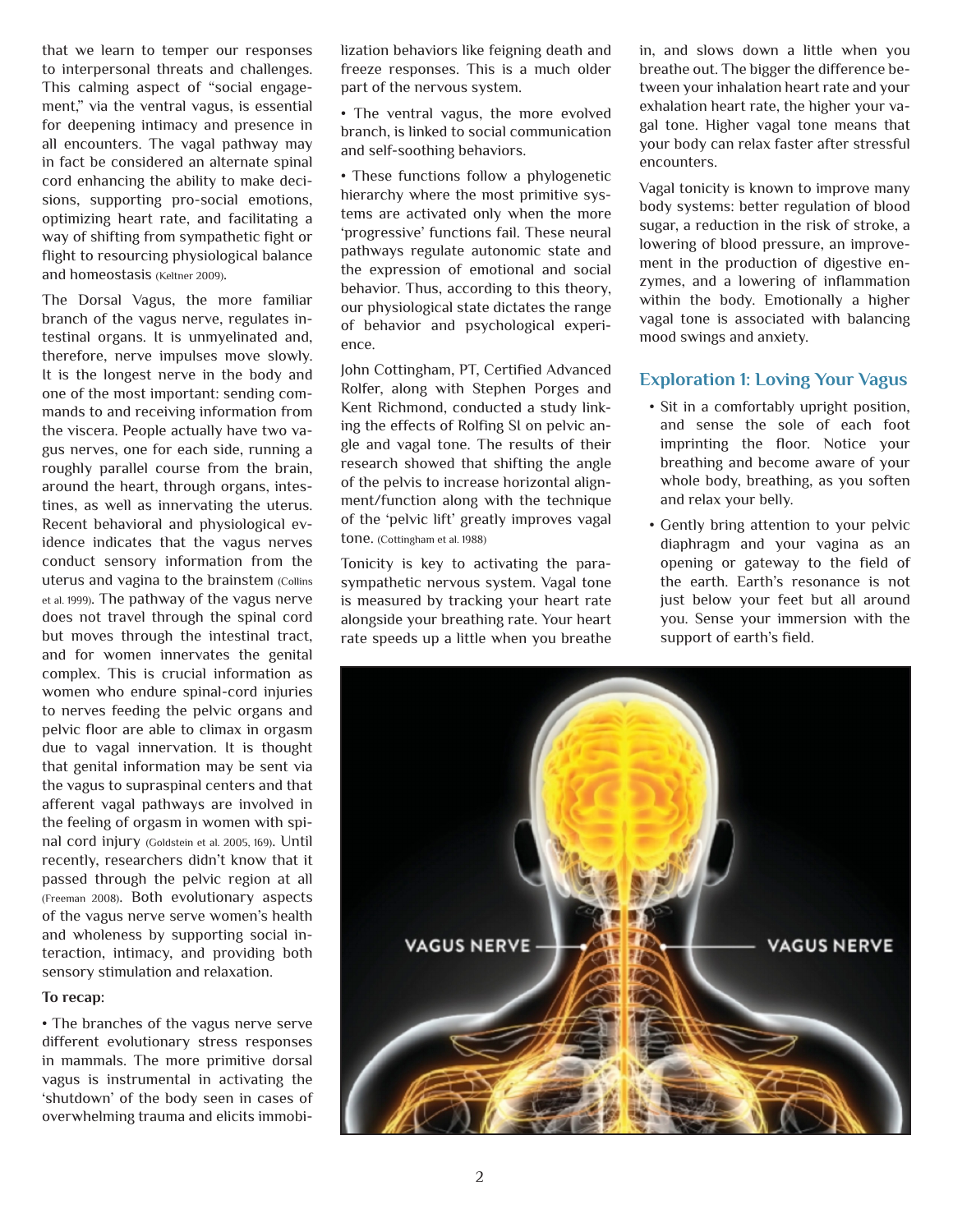that we learn to temper our responses to interpersonal threats and challenges. This calming aspect of "social engagement," via the ventral vagus, is essential for deepening intimacy and presence in all encounters. The vagal pathway may in fact be considered an alternate spinal cord enhancing the ability to make decisions, supporting pro-social emotions, optimizing heart rate, and facilitating a way of shifting from sympathetic fight or flight to resourcing physiological balance and homeostasis (Keltner 2009).

The Dorsal Vagus, the more familiar branch of the vagus nerve, regulates intestinal organs. It is unmyelinated and, therefore, nerve impulses move slowly. It is the longest nerve in the body and one of the most important: sending commands to and receiving information from the viscera. People actually have two vagus nerves, one for each side, running a roughly parallel course from the brain, around the heart, through organs, intestines, as well as innervating the uterus. Recent behavioral and physiological evidence indicates that the vagus nerves conduct sensory information from the uterus and vagina to the brainstem (Collins et al. 1999). The pathway of the vagus nerve does not travel through the spinal cord but moves through the intestinal tract, and for women innervates the genital complex. This is crucial information as women who endure spinal-cord injuries to nerves feeding the pelvic organs and pelvic floor are able to climax in orgasm due to vagal innervation. It is thought that genital information may be sent via the vagus to supraspinal centers and that afferent vagal pathways are involved in the feeling of orgasm in women with spinal cord injury (Goldstein et al. 2005, 169). Until recently, researchers didn't know that it passed through the pelvic region at all (Freeman 2008). Both evolutionary aspects of the vagus nerve serve women's health and wholeness by supporting social interaction, intimacy, and providing both sensory stimulation and relaxation.

**To recap:**

• The branches of the vagus nerve serve different evolutionary stress responses in mammals. The more primitive dorsal vagus is instrumental in activating the 'shutdown' of the body seen in cases of overwhelming trauma and elicits immobilization behaviors like feigning death and freeze responses. This is a much older part of the nervous system.

• The ventral vagus, the more evolved branch, is linked to social communication and self-soothing behaviors.

• These functions follow a phylogenetic hierarchy where the most primitive systems are activated only when the more 'progressive' functions fail. These neural pathways regulate autonomic state and the expression of emotional and social behavior. Thus, according to this theory, our physiological state dictates the range of behavior and psychological experience.

John Cottingham, PT, Certified Advanced Rolfer, along with Stephen Porges and Kent Richmond, conducted a study linking the effects of Rolfing SI on pelvic angle and vagal tone. The results of their research showed that shifting the angle of the pelvis to increase horizontal alignment/function along with the technique of the 'pelvic lift' greatly improves vagal tone. (Cottingham et al. 1988)

Tonicity is key to activating the parasympathetic nervous system. Vagal tone is measured by tracking your heart rate alongside your breathing rate. Your heart rate speeds up a little when you breathe in, and slows down a little when you breathe out. The bigger the difference between your inhalation heart rate and your exhalation heart rate, the higher your vagal tone. Higher vagal tone means that your body can relax faster after stressful encounters.

Vagal tonicity is known to improve many body systems: better regulation of blood sugar, a reduction in the risk of stroke, a lowering of blood pressure, an improvement in the production of digestive enzymes, and a lowering of inflammation within the body. Emotionally a higher vagal tone is associated with balancing mood swings and anxiety.

## Exploration 1: Loving Your Vagus

- Sit in a comfortably upright position, and sense the sole of each foot imprinting the floor. Notice your breathing and become aware of your whole body, breathing, as you soften and relax your belly.
- Gently bring attention to your pelvic diaphragm and your vagina as an opening or gateway to the field of the earth. Earth's resonance is not just below your feet but all around you. Sense your immersion with the support of earth's field.

VAGUS NERVE    VAGUS NERVE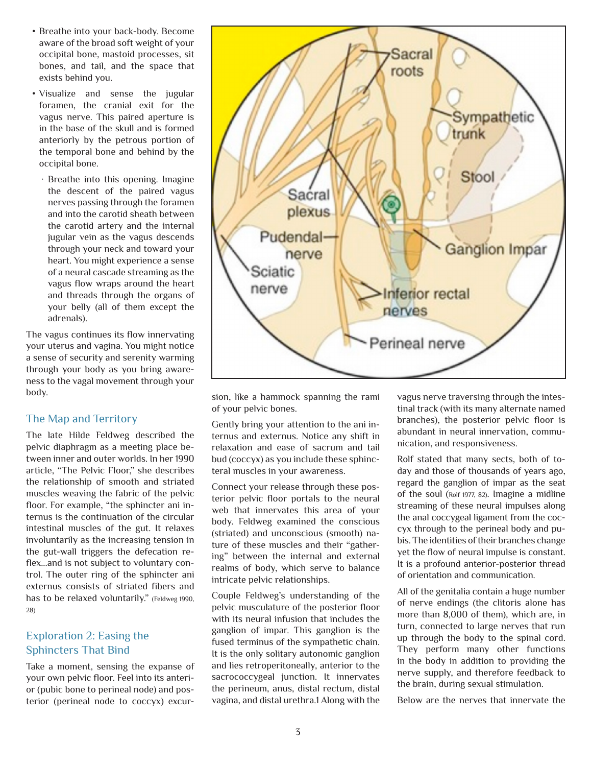- Breathe into your back-body. Become aware of the broad soft weight of your occipital bone, mastoid processes, sit bones, and tail, and the space that exists behind you.
- Visualize and sense the jugular foramen, the cranial exit for the vagus nerve. This paired aperture is in the base of the skull and is formed anteriorly by the petrous portion of the temporal bone and behind by the occipital bone.
  - Breathe into this opening. Imagine the descent of the paired vagus nerves passing through the foramen and into the carotid sheath between the carotid artery and the internal jugular vein as the vagus descends through your neck and toward your heart. You might experience a sense of a neural cascade streaming as the vagus flow wraps around the heart and threads through the organs of your belly (all of them except the adrenals).

The vagus continues its flow innervating your uterus and vagina. You might notice a sense of security and serenity warming through your body as you bring awareness to the vagal movement through your body.

## The Map and Territory

The late Hilde Feldweg described the pelvic diaphragm as a meeting place between inner and outer worlds. In her 1990 article, "The Pelvic Floor," she describes the relationship of smooth and striated muscles weaving the fabric of the pelvic floor. For example, "the sphincter ani internus is the continuation of the circular intestinal muscles of the gut. It relaxes involuntarily as the increasing tension in the gut-wall triggers the defecation reflex…and is not subject to voluntary control. The outer ring of the sphincter ani externus consists of striated fibers and has to be relaxed voluntarily." (Feldweg 1990, 28)

## Exploration 2: Easing the Sphincters That Bind

Take a moment, sensing the expanse of your own pelvic floor. Feel into its anterior (pubic bone to perineal node) and posterior (perineal node to coccyx) excursion, like a hammock spanning the rami of your pelvic bones.

Gently bring your attention to the ani internus and externus. Notice any shift in relaxation and ease of sacrum and tail bud (coccyx) as you include these sphincteral muscles in your awareness.

Connect your release through these posterior pelvic floor portals to the neural web that innervates this area of your body. Feldweg examined the conscious (striated) and unconscious (smooth) nature of these muscles and their "gathering" between the internal and external realms of body, which serve to balance intricate pelvic relationships.

Couple Feldweg's understanding of the pelvic musculature of the posterior floor with its neural infusion that includes the ganglion of impar. This ganglion is the fused terminus of the sympathetic chain. It is the only solitary autonomic ganglion and lies retroperitoneally, anterior to the sacrococcygeal junction. It innervates the perineum, anus, distal rectum, distal vagina, and distal urethra.1 Along with the vagus nerve traversing through the intestinal track (with its many alternate named branches), the posterior pelvic floor is abundant in neural innervation, communication, and responsiveness.

Rolf stated that many sects, both of today and those of thousands of years ago, regard the ganglion of impar as the seat of the soul (Rolf 1977, 82). Imagine a midline streaming of these neural impulses along the anal coccygeal ligament from the coccyx through to the perineal body and pubis. The identities of their branches change yet the flow of neural impulse is constant. It is a profound anterior-posterior thread of orientation and communication.

All of the genitalia contain a huge number of nerve endings (the clitoris alone has more than 8,000 of them), which are, in turn, connected to large nerves that run up through the body to the spinal cord. They perform many other functions in the body in addition to providing the nerve supply, and therefore feedback to the brain, during sexual stimulation.

Below are the nerves that innervate the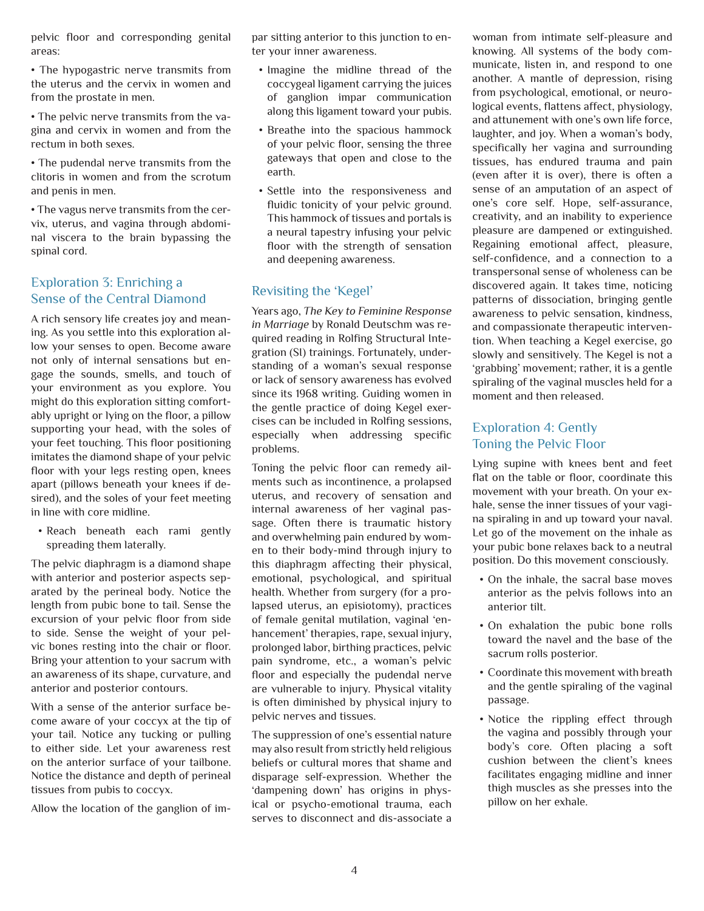pelvic floor and corresponding genital areas:

- The hypogastric nerve transmits from the uterus and the cervix in women and from the prostate in men.
- The pelvic nerve transmits from the vagina and cervix in women and from the rectum in both sexes.
- The pudendal nerve transmits from the clitoris in women and from the scrotum and penis in men.
- The vagus nerve transmits from the cervix, uterus, and vagina through abdominal viscera to the brain bypassing the spinal cord.

## Exploration 3: Enriching a Sense of the Central Diamond

A rich sensory life creates joy and meaning. As you settle into this exploration allow your senses to open. Become aware not only of internal sensations but engage the sounds, smells, and touch of your environment as you explore. You might do this exploration sitting comfortably upright or lying on the floor, a pillow supporting your head, with the soles of your feet touching. This floor positioning imitates the diamond shape of your pelvic floor with your legs resting open, knees apart (pillows beneath your knees if desired), and the soles of your feet meeting in line with core midline.

- Reach beneath each rami gently spreading them laterally.

The pelvic diaphragm is a diamond shape with anterior and posterior aspects separated by the perineal body. Notice the length from pubic bone to tail. Sense the excursion of your pelvic floor from side to side. Sense the weight of your pelvic bones resting into the chair or floor. Bring your attention to your sacrum with an awareness of its shape, curvature, and anterior and posterior contours.

With a sense of the anterior surface become aware of your coccyx at the tip of your tail. Notice any tucking or pulling to either side. Let your awareness rest on the anterior surface of your tailbone. Notice the distance and depth of perineal tissues from pubis to coccyx.

Allow the location of the ganglion of impar sitting anterior to this junction to enter your inner awareness.

- Imagine the midline thread of the coccygeal ligament carrying the juices of ganglion impar communication along this ligament toward your pubis.
- Breathe into the spacious hammock of your pelvic floor, sensing the three gateways that open and close to the earth.
- Settle into the responsiveness and fluidic tonicity of your pelvic ground. This hammock of tissues and portals is a neural tapestry infusing your pelvic floor with the strength of sensation and deepening awareness.

## Revisiting the 'Kegel'

Years ago, *The Key to Feminine Response in Marriage* by Ronald Deutschm was required reading in Rolfing Structural Integration (SI) trainings. Fortunately, understanding of a woman's sexual response or lack of sensory awareness has evolved since its 1968 writing. Guiding women in the gentle practice of doing Kegel exercises can be included in Rolfing sessions, especially when addressing specific problems.

Toning the pelvic floor can remedy ailments such as incontinence, a prolapsed uterus, and recovery of sensation and internal awareness of her vaginal passage. Often there is traumatic history and overwhelming pain endured by women to their body-mind through injury to this diaphragm affecting their physical, emotional, psychological, and spiritual health. Whether from surgery (for a prolapsed uterus, an episiotomy), practices of female genital mutilation, vaginal 'enhancement' therapies, rape, sexual injury, prolonged labor, birthing practices, pelvic pain syndrome, etc., a woman's pelvic floor and especially the pudendal nerve are vulnerable to injury. Physical vitality is often diminished by physical injury to pelvic nerves and tissues.

The suppression of one's essential nature may also result from strictly held religious beliefs or cultural mores that shame and disparage self-expression. Whether the 'dampening down' has origins in physical or psycho-emotional trauma, each serves to disconnect and dis-associate a woman from intimate self-pleasure and knowing. All systems of the body communicate, listen in, and respond to one another. A mantle of depression, rising from psychological, emotional, or neurological events, flattens affect, physiology, and attunement with one's own life force, laughter, and joy. When a woman's body, specifically her vagina and surrounding tissues, has endured trauma and pain (even after it is over), there is often a sense of an amputation of an aspect of one's core self. Hope, self-assurance, creativity, and an inability to experience pleasure are dampened or extinguished. Regaining emotional affect, pleasure, self-confidence, and a connection to a transpersonal sense of wholeness can be discovered again. It takes time, noticing patterns of dissociation, bringing gentle awareness to pelvic sensation, kindness, and compassionate therapeutic intervention. When teaching a Kegel exercise, go slowly and sensitively. The Kegel is not a 'grabbing' movement; rather, it is a gentle spiraling of the vaginal muscles held for a moment and then released.

## Exploration 4: Gently Toning the Pelvic Floor

Lying supine with knees bent and feet flat on the table or floor, coordinate this movement with your breath. On your exhale, sense the inner tissues of your vagina spiraling in and up toward your naval. Let go of the movement on the inhale as your pubic bone relaxes back to a neutral position. Do this movement consciously.

- On the inhale, the sacral base moves anterior as the pelvis follows into an anterior tilt.
- On exhalation the pubic bone rolls toward the navel and the base of the sacrum rolls posterior.
- Coordinate this movement with breath and the gentle spiraling of the vaginal passage.
- Notice the rippling effect through the vagina and possibly through your body's core. Often placing a soft cushion between the client's knees facilitates engaging midline and inner thigh muscles as she presses into the pillow on her exhale.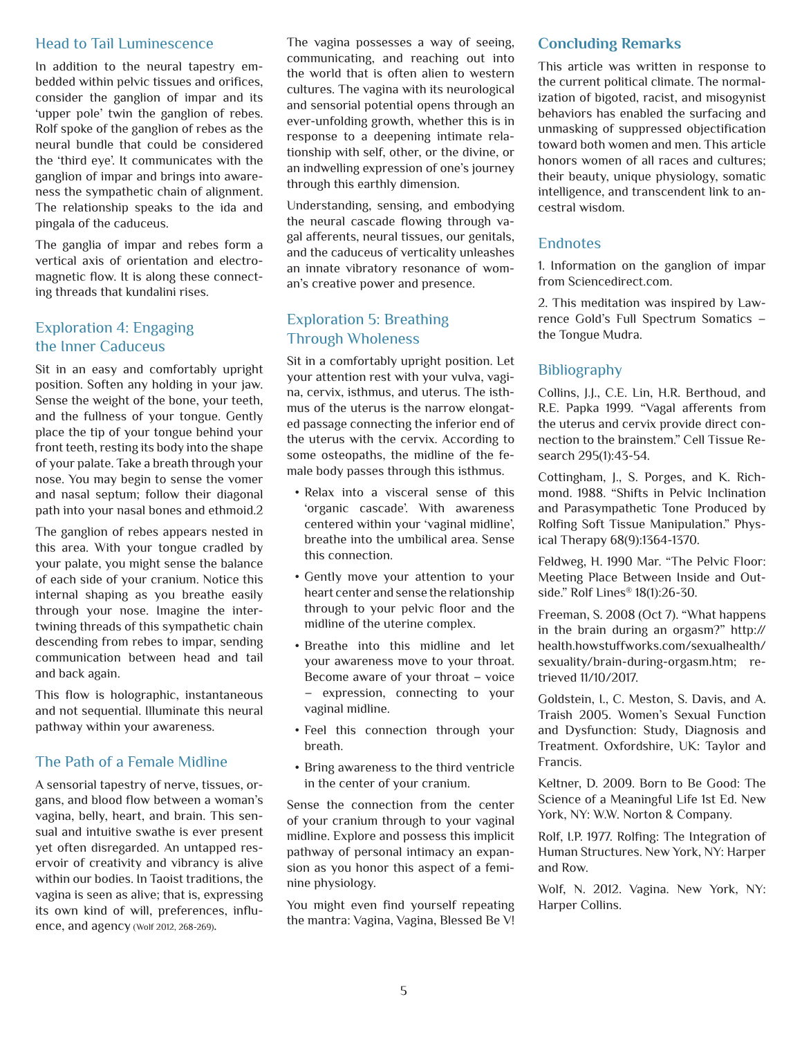## Head to Tail Luminescence

In addition to the neural tapestry embedded within pelvic tissues and orifices, consider the ganglion of impar and its 'upper pole' twin the ganglion of rebes. Rolf spoke of the ganglion of rebes as the neural bundle that could be considered the 'third eye'. It communicates with the ganglion of impar and brings awareness the sympathetic chain of alignment. The relationship speaks to the ida and pingala of the caduceus.

The ganglia of impar and rebes form a vertical axis of orientation and electromagnetic flow. It is along these connecting threads that kundalini rises.

## Exploration 4: Engaging the Inner Caduceus

Sit in an easy and comfortably upright position. Soften any holding in your jaw. Sense the weight of the bone, your teeth, and the fullness of your tongue. Gently place the tip of your tongue behind your front teeth, resting its body into the shape of your palate. Take a breath through your nose. You may begin to sense the vomer and nasal septum; follow their diagonal path into your nasal bones and ethmoid.2

The ganglion of rebes appears nested in this area. With your tongue cradled by your palate, you might sense the balance of each side of your cranium. Notice this internal shaping as you breathe easily through your nose. Imagine the intertwining threads of this sympathetic chain descending from rebes to impar, sending communication between head and tail and back again.

This flow is holographic, instantaneous and not sequential. Illuminate this neural pathway within your awareness.

## The Path of a Female Midline

A sensorial tapestry of nerve, tissues, organs, and blood flow between a woman's vagina, belly, heart, and brain. This sensual and intuitive swathe is ever present yet often disregarded. An untapped reservoir of creativity and vibrancy is alive within our bodies. In Taoist traditions, the vagina is seen as alive; that is, expressing its own kind of will, preferences, influence, and agency (Wolf 2012, 268-269).

The vagina possesses a way of seeing, communicating, and reaching out into the world that is often alien to western cultures. The vagina with its neurological and sensorial potential opens through an ever-unfolding growth, whether this is in response to a deepening intimate relationship with self, other, or the divine, or an indwelling expression of one's journey through this earthly dimension.

Understanding, sensing, and embodying the neural cascade flowing through vagal afferents, neural tissues, our genitals, and the caduceus of verticality unleashes an innate vibratory resonance of woman's creative power and presence.

## Exploration 5: Breathing Through Wholeness

Sit in a comfortably upright position. Let your attention rest with your vulva, vagina, cervix, isthmus, and uterus. The isthmus of the uterus is the narrow elongated passage connecting the inferior end of the uterus with the cervix. According to some osteopaths, the midline of the female body passes through this isthmus.

- Relax into a visceral sense of this 'organic cascade'. With awareness centered within your 'vaginal midline', breathe into the umbilical area. Sense this connection.
- Gently move your attention to your heart center and sense the relationship through to your pelvic floor and the midline of the uterine complex.
- Breathe into this midline and let your awareness move to your throat. Become aware of your throat – voice – expression, connecting to your vaginal midline.
- Feel this connection through your breath.
- Bring awareness to the third ventricle in the center of your cranium.

Sense the connection from the center of your cranium through to your vaginal midline. Explore and possess this implicit pathway of personal intimacy an expansion as you honor this aspect of a feminine physiology.

You might even find yourself repeating the mantra: Vagina, Vagina, Blessed Be V!

## Concluding Remarks

This article was written in response to the current political climate. The normalization of bigoted, racist, and misogynist behaviors has enabled the surfacing and unmasking of suppressed objectification toward both women and men. This article honors women of all races and cultures; their beauty, unique physiology, somatic intelligence, and transcendent link to ancestral wisdom.

## Endnotes

1. Information on the ganglion of impar from Sciencedirect.com.

2. This meditation was inspired by Lawrence Gold's Full Spectrum Somatics – the Tongue Mudra.

## Bibliography

Collins, J.J., C.E. Lin, H.R. Berthoud, and R.E. Papka 1999. "Vagal afferents from the uterus and cervix provide direct connection to the brainstem." Cell Tissue Research 295(1):43-54.

Cottingham, J., S. Porges, and K. Richmond. 1988. "Shifts in Pelvic Inclination and Parasympathetic Tone Produced by Rolfing Soft Tissue Manipulation." Physical Therapy 68(9):1364-1370.

Feldweg, H. 1990 Mar. "The Pelvic Floor: Meeting Place Between Inside and Outside." Rolf Lines® 18(1):26-30.

Freeman, S. 2008 (Oct 7). "What happens in the brain during an orgasm?" http://health.howstuffworks.com/sexualhealth/sexuality/brain-during-orgasm.htm; retrieved 11/10/2017.

Goldstein, I., C. Meston, S. Davis, and A. Traish 2005. Women's Sexual Function and Dysfunction: Study, Diagnosis and Treatment. Oxfordshire, UK: Taylor and Francis.

Keltner, D. 2009. Born to Be Good: The Science of a Meaningful Life 1st Ed. New York, NY: W.W. Norton & Company.

Rolf, I.P. 1977. Rolfing: The Integration of Human Structures. New York, NY: Harper and Row.

Wolf, N. 2012. Vagina. New York, NY: Harper Collins.